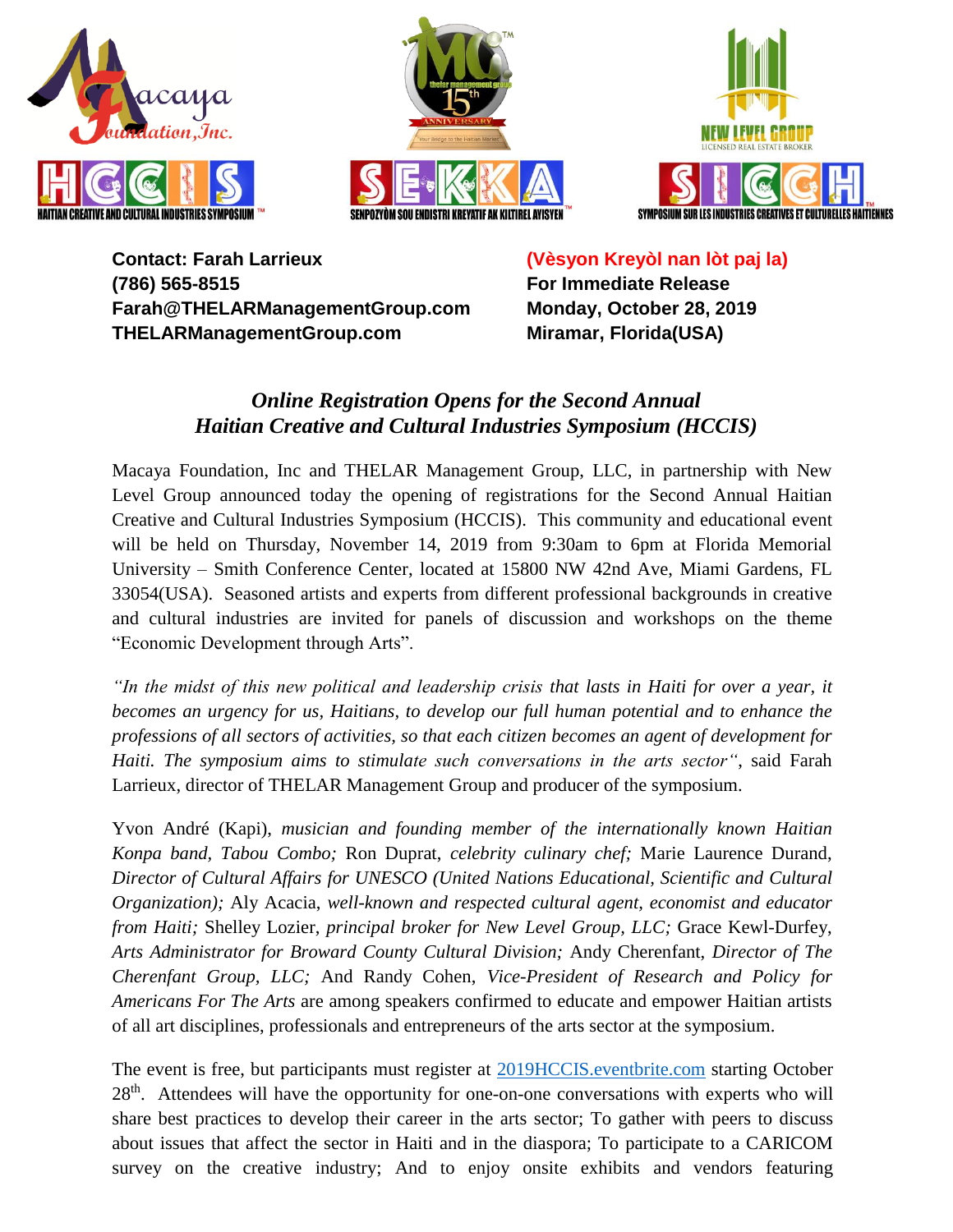Contact: Farah Larrieux
(786) 565-8515
Farah@THELARManagementGroup.com
THELARManagementGroup.com

(Vèsyon Kreyòl nan lòt paj la)
For Immediate Release
Monday, October 28, 2019
Miramar, Florida(USA)

## *Online Registration Opens for the Second Annual Haitian Creative and Cultural Industries Symposium (HCCIS)*

Macaya Foundation, Inc and THELAR Management Group, LLC, in partnership with New Level Group announced today the opening of registrations for the Second Annual Haitian Creative and Cultural Industries Symposium (HCCIS). This community and educational event will be held on Thursday, November 14, 2019 from 9:30am to 6pm at Florida Memorial University – Smith Conference Center, located at 15800 NW 42nd Ave, Miami Gardens, FL 33054(USA). Seasoned artists and experts from different professional backgrounds in creative and cultural industries are invited for panels of discussion and workshops on the theme "Economic Development through Arts".

*"In the midst of this new political and leadership crisis that lasts in Haiti for over a year, it becomes an urgency for us, Haitians, to develop our full human potential and to enhance the professions of all sectors of activities, so that each citizen becomes an agent of development for Haiti. The symposium aims to stimulate such conversations in the arts sector"*, said Farah Larrieux, director of THELAR Management Group and producer of the symposium.

Yvon André (Kapi), *musician and founding member of the internationally known Haitian Konpa band, Tabou Combo;* Ron Duprat, *celebrity culinary chef;* Marie Laurence Durand, *Director of Cultural Affairs for UNESCO (United Nations Educational, Scientific and Cultural Organization);* Aly Acacia, *well-known and respected cultural agent, economist and educator from Haiti;* Shelley Lozier, *principal broker for New Level Group, LLC;* Grace Kewl-Durfey, *Arts Administrator for Broward County Cultural Division;* Andy Cherenfant, *Director of The Cherenfant Group, LLC;* And Randy Cohen, *Vice-President of Research and Policy for Americans For The Arts* are among speakers confirmed to educate and empower Haitian artists of all art disciplines, professionals and entrepreneurs of the arts sector at the symposium.

The event is free, but participants must register at [2019HCCIS.eventbrite.com](2019HCCIS.eventbrite.com) starting October 28th. Attendees will have the opportunity for one-on-one conversations with experts who will share best practices to develop their career in the arts sector; To gather with peers to discuss about issues that affect the sector in Haiti and in the diaspora; To participate to a CARICOM survey on the creative industry; And to enjoy onsite exhibits and vendors featuring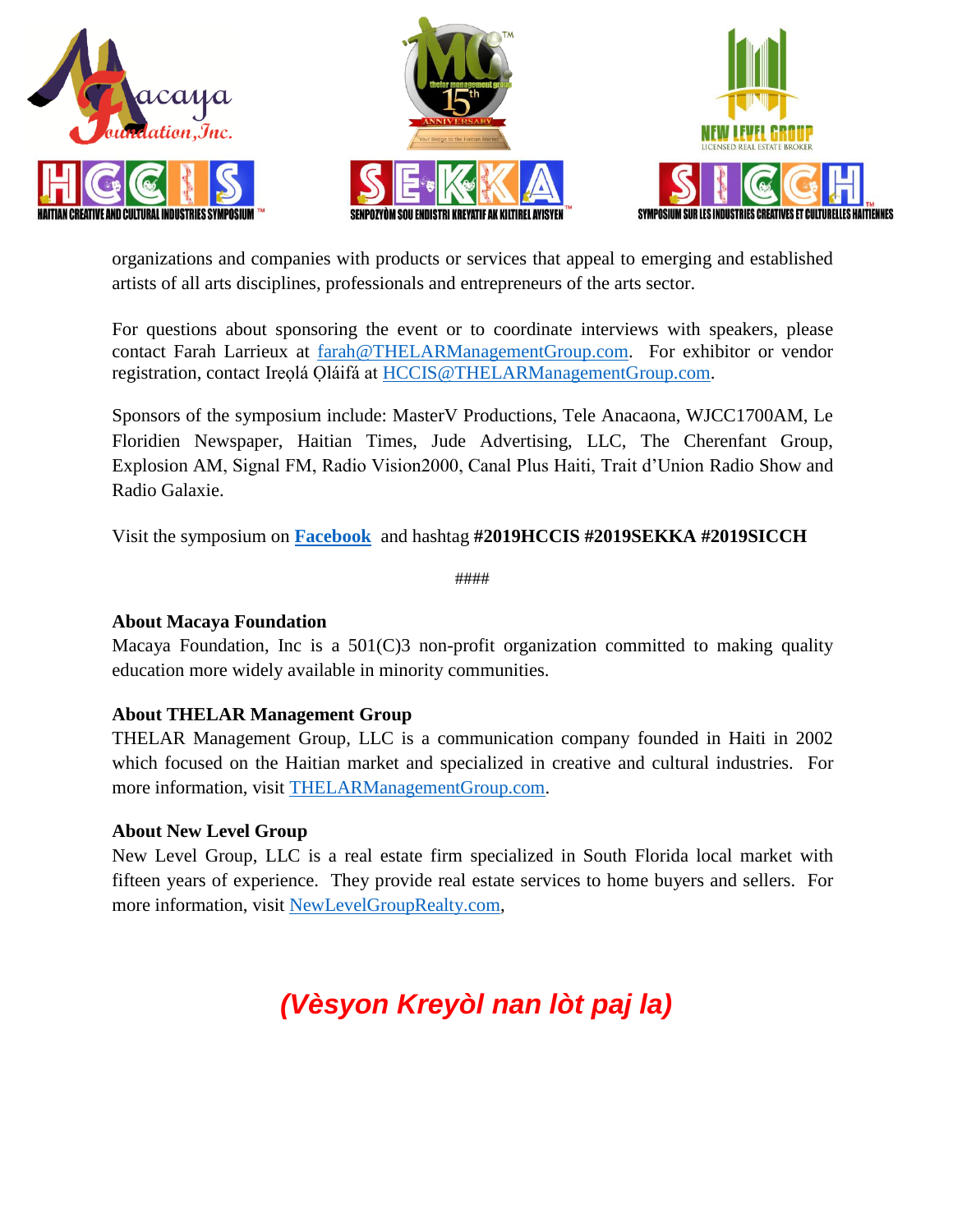organizations and companies with products or services that appeal to emerging and established artists of all arts disciplines, professionals and entrepreneurs of the arts sector.

For questions about sponsoring the event or to coordinate interviews with speakers, please contact Farah Larrieux at farah@THELARManagementGroup.com. For exhibitor or vendor registration, contact Ireọlá Ọláifá at HCCIS@THELARManagementGroup.com.

Sponsors of the symposium include: MasterV Productions, Tele Anacaona, WJCC1700AM, Le Floridien Newspaper, Haitian Times, Jude Advertising, LLC, The Cherenfant Group, Explosion AM, Signal FM, Radio Vision2000, Canal Plus Haiti, Trait d'Union Radio Show and Radio Galaxie.

Visit the symposium on **Facebook** and hashtag **#2019HCCIS #2019SEKKA #2019SICCH**

####

**About Macaya Foundation**
Macaya Foundation, Inc is a 501(C)3 non-profit organization committed to making quality education more widely available in minority communities.

**About THELAR Management Group**
THELAR Management Group, LLC is a communication company founded in Haiti in 2002 which focused on the Haitian market and specialized in creative and cultural industries. For more information, visit THELARManagementGroup.com.

**About New Level Group**
New Level Group, LLC is a real estate firm specialized in South Florida local market with fifteen years of experience. They provide real estate services to home buyers and sellers. For more information, visit NewLevelGroupRealty.com,

***(Vèsyon Kreyòl nan lòt paj la)***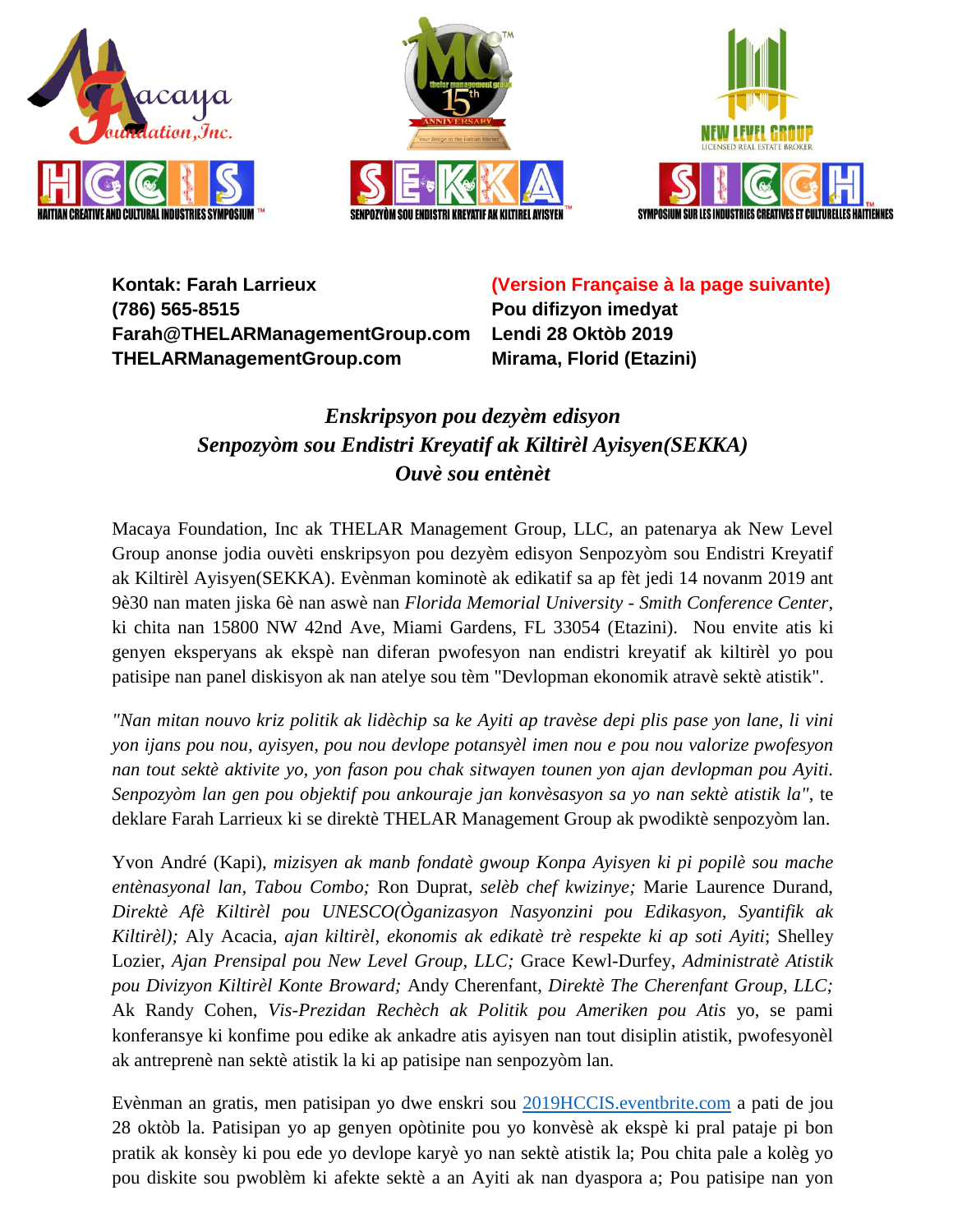Kontak: Farah Larrieux
(786) 565-8515
Farah@THELARManagementGroup.com
THELARManagementGroup.com

(Version Française à la page suivante)
Pou difizyon imedyat
Lendi 28 Oktòb 2019
Mirama, Florid (Etazini)

### *Enskripsyon pou dezyèm edisyon Senpozyòm sou Endistri Kreyatif ak Kiltirèl Ayisyen(SEKKA) Ouvè sou entènèt*

Macaya Foundation, Inc ak THELAR Management Group, LLC, an patenarya ak New Level Group anonse jodia ouvèti enskripsyon pou dezyèm edisyon Senpozyòm sou Endistri Kreyatif ak Kiltirèl Ayisyen(SEKKA). Evènman kominotè ak edikatif sa ap fèt jedi 14 novanm 2019 ant 9è30 nan maten jiska 6è nan aswè nan *Florida Memorial University - Smith Conference Center*, ki chita nan 15800 NW 42nd Ave, Miami Gardens, FL 33054 (Etazini). Nou envite atis ki genyen eksperyans ak ekspè nan diferan pwofesyon nan endistri kreyatif ak kiltirèl yo pou patisipe nan panel diskisyon ak nan atelye sou tèm "Devlopman ekonomik atravè sektè atistik".

*"Nan mitan nouvo kriz politik ak lidèchip sa ke Ayiti ap travèse depi plis pase yon lane, li vini yon ijans pou nou, ayisyen, pou nou devlope potansyèl imen nou e pou nou valorize pwofesyon nan tout sektè aktivite yo, yon fason pou chak sitwayen tounen yon ajan devlopman pou Ayiti. Senpozyòm lan gen pou objektif pou ankouraje jan konvèsasyon sa yo nan sektè atistik la"*, te deklare Farah Larrieux ki se direktè THELAR Management Group ak pwodiktè senpozyòm lan.

Yvon André (Kapi), *mizisyen ak manb fondatè gwoup Konpa Ayisyen ki pi popilè sou mache entènasyonal lan, Tabou Combo;* Ron Duprat, *selèb chef kwizinye;* Marie Laurence Durand, *Direktè Afè Kiltirèl pou UNESCO(Òganizasyon Nasyonzini pou Edikasyon, Syantifik ak Kiltirèl);* Aly Acacia, *ajan kiltirèl, ekonomis ak edikatè trè respekte ki ap soti Ayiti*; Shelley Lozier, *Ajan Prensipal pou New Level Group, LLC;* Grace Kewl-Durfey, *Administratè Atistik pou Divizyon Kiltirèl Konte Broward;* Andy Cherenfant, *Direktè The Cherenfant Group, LLC;* Ak Randy Cohen, *Vis-Prezidan Rechèch ak Politik pou Ameriken pou Atis* yo, se pami konferansye ki konfime pou edike ak ankadre atis ayisyen nan tout disiplin atistik, pwofesyonèl ak antreprenè nan sektè atistik la ki ap patisipe nan senpozyòm lan.

Evènman an gratis, men patisipan yo dwe enskri sou [2019HCCIS.eventbrite.com](2019HCCIS.eventbrite.com) a pati de jou 28 oktòb la. Patisipan yo ap genyen opòtinite pou yo konvèsè ak ekspè ki pral pataje pi bon pratik ak konsèy ki pou ede yo devlope karyè yo nan sektè atistik la; Pou chita pale a kolèg yo pou diskite sou pwoblèm ki afekte sektè a an Ayiti ak nan dyaspora a; Pou patisipe nan yon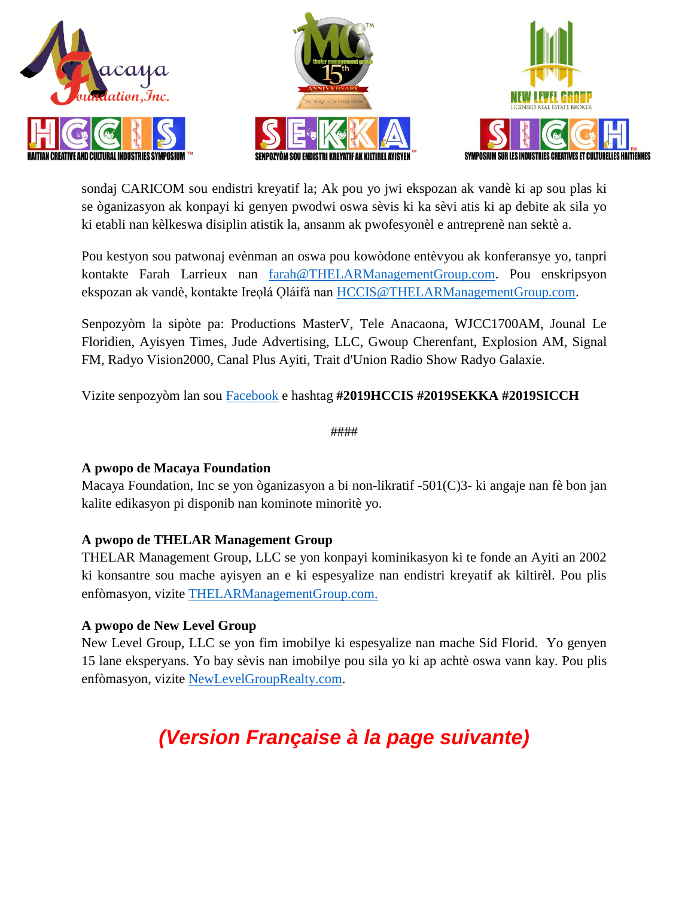sondaj CARICOM sou endistri kreyatif la; Ak pou yo jwi ekspozan ak vandè ki ap sou plas ki se òganizasyon ak konpayi ki genyen pwodwi oswa sèvis ki ka sèvi atis ki ap debite ak sila yo ki etabli nan kèlkeswa disiplin atistik la, ansanm ak pwofesyonèl e antreprenè nan sektè a.

Pou kestyon sou patwonaj evènman an oswa pou kowòdone entèvyou ak konferansye yo, tanpri kontakte Farah Larrieux nan farah@THELARManagementGroup.com. Pou enskripsyon ekspozan ak vandè, kontakte Ireọlá Ọláifá nan HCCIS@THELARManagementGroup.com.

Senpozyòm la sipòte pa: Productions MasterV, Tele Anacaona, WJCC1700AM, Jounal Le Floridien, Ayisyen Times, Jude Advertising, LLC, Gwoup Cherenfant, Explosion AM, Signal FM, Radyo Vision2000, Canal Plus Ayiti, Trait d'Union Radio Show Radyo Galaxie.

Vizite senpozyòm lan sou Facebook e hashtag **#2019HCCIS #2019SEKKA #2019SICCH**

####

**A pwopo de Macaya Foundation**
Macaya Foundation, Inc se yon òganizasyon a bi non-likratif -501(C)3- ki angaje nan fè bon jan kalite edikasyon pi disponib nan kominote minoritè yo.

**A pwopo de THELAR Management Group**
THELAR Management Group, LLC se yon konpayi kominikasyon ki te fonde an Ayiti an 2002 ki konsantre sou mache ayisyen an e ki espesyalize nan endistri kreyatif ak kiltirèl. Pou plis enfòmasyon, vizite THELARManagementGroup.com.

**A pwopo de New Level Group**
New Level Group, LLC se yon fim imobilye ki espesyalize nan mache Sid Florid. Yo genyen 15 lane eksperyans. Yo bay sèvis nan imobilye pou sila yo ki ap achtè oswa vann kay. Pou plis enfòmasyon, vizite NewLevelGroupRealty.com.

***(Version Française à la page suivante)***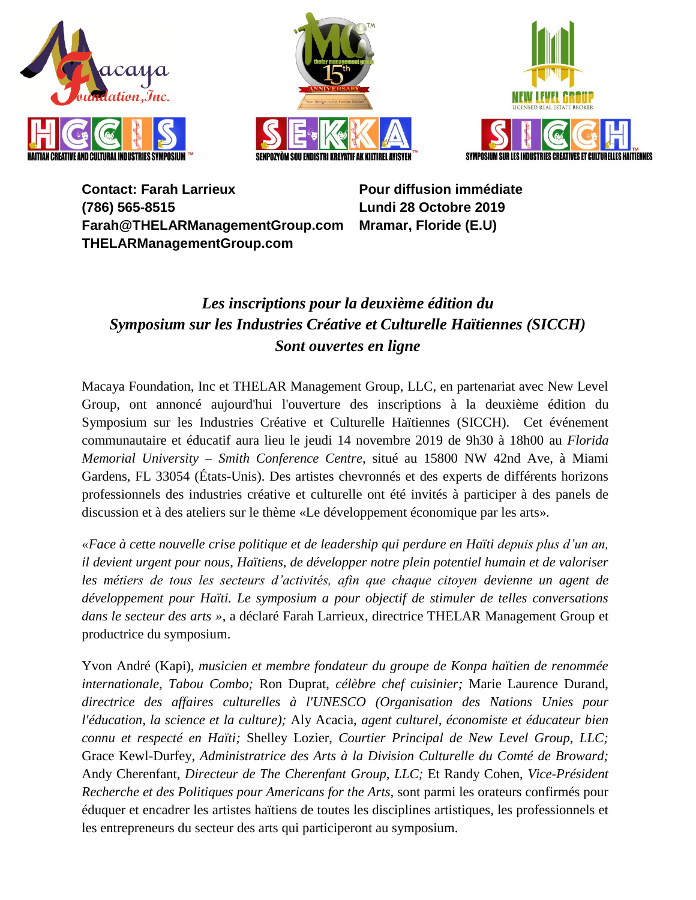**Contact: Farah Larrieux**
**(786) 565-8515**
**Farah@THELARManagementGroup.com**
**THELARManagementGroup.com**

**Pour diffusion immédiate**
**Lundi 28 Octobre 2019**
**Mramar, Floride (E.U)**

### *Les inscriptions pour la deuxième édition du Symposium sur les Industries Créative et Culturelle Haïtiennes (SICCH) Sont ouvertes en ligne*

Macaya Foundation, Inc et THELAR Management Group, LLC, en partenariat avec New Level Group, ont annoncé aujourd'hui l'ouverture des inscriptions à la deuxième édition du Symposium sur les Industries Créative et Culturelle Haïtiennes (SICCH). Cet événement communautaire et éducatif aura lieu le jeudi 14 novembre 2019 de 9h30 à 18h00 au *Florida Memorial University – Smith Conference Centre*, situé au 15800 NW 42nd Ave, à Miami Gardens, FL 33054 (États-Unis). Des artistes chevronnés et des experts de différents horizons professionnels des industries créative et culturelle ont été invités à participer à des panels de discussion et à des ateliers sur le thème «Le développement économique par les arts».

*«Face à cette nouvelle crise politique et de leadership qui perdure en Haïti depuis plus d'un an, il devient urgent pour nous, Haïtiens, de développer notre plein potentiel humain et de valoriser les métiers de tous les secteurs d'activités, afin que chaque citoyen devienne un agent de développement pour Haïti. Le symposium a pour objectif de stimuler de telles conversations dans le secteur des arts »*, a déclaré Farah Larrieux, directrice THELAR Management Group et productrice du symposium.

Yvon André (Kapi), *musicien et membre fondateur du groupe de Konpa haïtien de renommée internationale, Tabou Combo;* Ron Duprat, *célèbre chef cuisinier;* Marie Laurence Durand, *directrice des affaires culturelles à l'UNESCO (Organisation des Nations Unies pour l'éducation, la science et la culture);* Aly Acacia, *agent culturel, économiste et éducateur bien connu et respecté en Haïti;* Shelley Lozier, *Courtier Principal de New Level Group, LLC;* Grace Kewl-Durfey, *Administratrice des Arts à la Division Culturelle du Comté de Broward;* Andy Cherenfant, *Directeur de The Cherenfant Group, LLC;* Et Randy Cohen, *Vice-Président Recherche et des Politiques pour Americans for the Arts*, sont parmi les orateurs confirmés pour éduquer et encadrer les artistes haïtiens de toutes les disciplines artistiques, les professionnels et les entrepreneurs du secteur des arts qui participeront au symposium.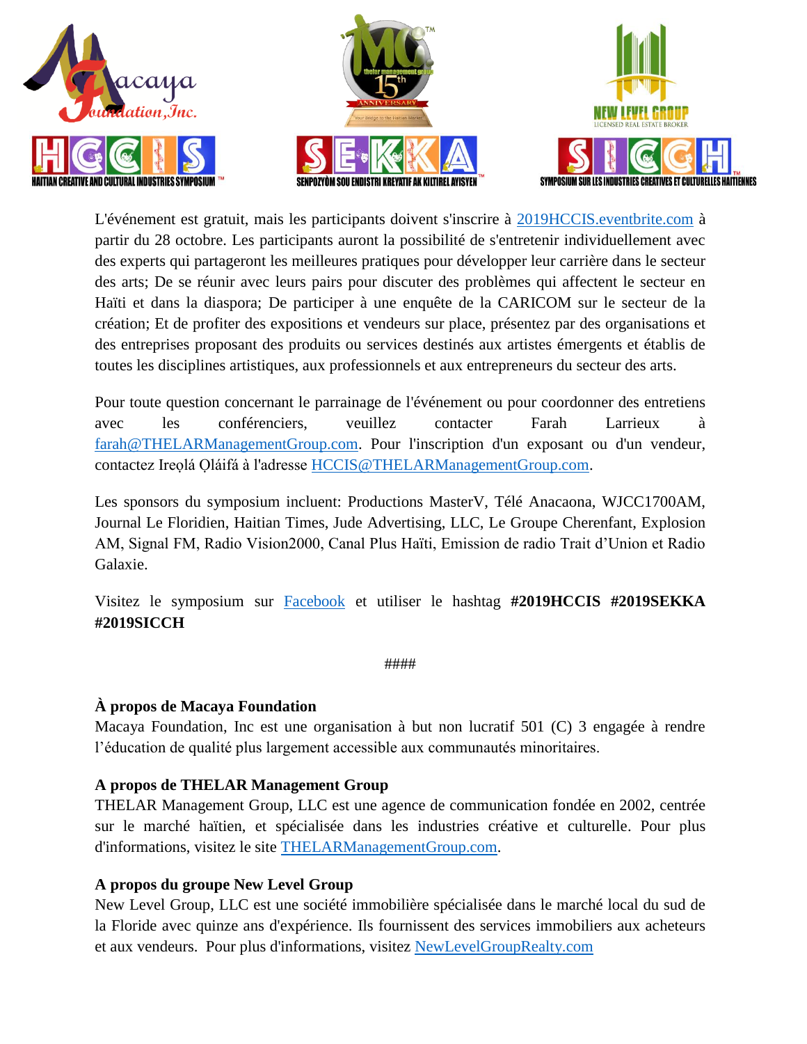L'événement est gratuit, mais les participants doivent s'inscrire à 2019HCCIS.eventbrite.com à partir du 28 octobre. Les participants auront la possibilité de s'entretenir individuellement avec des experts qui partageront les meilleures pratiques pour développer leur carrière dans le secteur des arts; De se réunir avec leurs pairs pour discuter des problèmes qui affectent le secteur en Haïti et dans la diaspora; De participer à une enquête de la CARICOM sur le secteur de la création; Et de profiter des expositions et vendeurs sur place, présentez par des organisations et des entreprises proposant des produits ou services destinés aux artistes émergents et établis de toutes les disciplines artistiques, aux professionnels et aux entrepreneurs du secteur des arts.

Pour toute question concernant le parrainage de l'événement ou pour coordonner des entretiens avec les conférenciers, veuillez contacter Farah Larrieux à farah@THELARManagementGroup.com. Pour l'inscription d'un exposant ou d'un vendeur, contactez Ireọlá Ọláifá à l'adresse HCCIS@THELARManagementGroup.com.

Les sponsors du symposium incluent: Productions MasterV, Télé Anacaona, WJCC1700AM, Journal Le Floridien, Haitian Times, Jude Advertising, LLC, Le Groupe Cherenfant, Explosion AM, Signal FM, Radio Vision2000, Canal Plus Haïti, Emission de radio Trait d'Union et Radio Galaxie.

Visitez le symposium sur Facebook et utiliser le hashtag **#2019HCCIS #2019SEKKA #2019SICCH**

####

**À propos de Macaya Foundation**
Macaya Foundation, Inc est une organisation à but non lucratif 501 (C) 3 engagée à rendre l'éducation de qualité plus largement accessible aux communautés minoritaires.

**A propos de THELAR Management Group**
THELAR Management Group, LLC est une agence de communication fondée en 2002, centrée sur le marché haïtien, et spécialisée dans les industries créative et culturelle. Pour plus d'informations, visitez le site THELARManagementGroup.com.

**A propos du groupe New Level Group**
New Level Group, LLC est une société immobilière spécialisée dans le marché local du sud de la Floride avec quinze ans d'expérience. Ils fournissent des services immobiliers aux acheteurs et aux vendeurs. Pour plus d'informations, visitez NewLevelGroupRealty.com